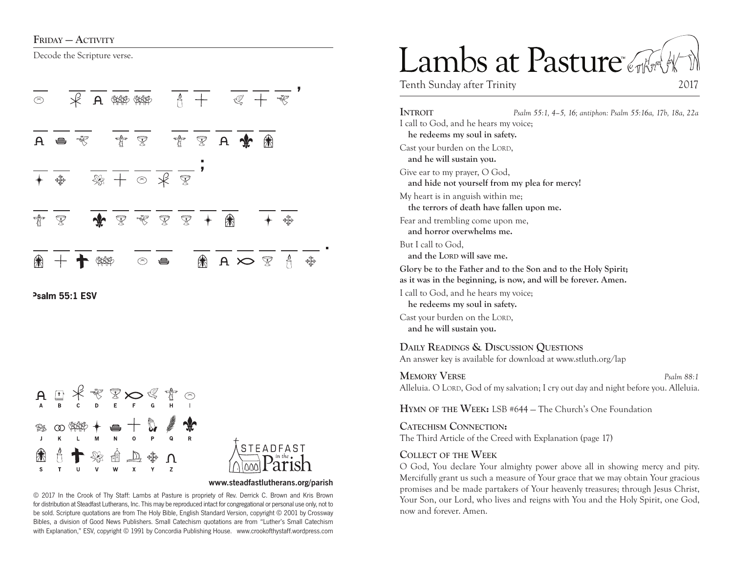**Friday — Activity**

Decode the Scripture verse.

_ _ _ _ _ _ _ _ _ _ _ _ _ _ _ _ _ _ _ _ _ _ _ _ _ _ _ _ _ _ _ _ _ _ _ _ _ _ _ _

**Psalm 55:1 ESV**

| A | B | C | D | E | F | G | H | I |
|---|---|---|---|---|---|---|---|---|
| J | K | L | M | N | O | P | Q | R |
| S | T | U | V | W | X | Y | Z | |

STEADFAST in the Parish

**www.steadfastlutherans.org/parish**

© 2017 In the Crook of Thy Staff: Lambs at Pasture is propriety of Rev. Derrick C. Brown and Kris Brown for distribution at Steadfast Lutherans, Inc. This may be reproduced intact for congregational or personal use only, not to be sold. Scripture quotations are from The Holy Bible, English Standard Version, copyright © 2001 by Crossway Bibles, a division of Good News Publishers. Small Catechism quotations are from "Luther's Small Catechism with Explanation," ESV, copyright © 1991 by Concordia Publishing House. www.crookofthystaff.wordpress.com

# Lambs at Pasture™

Tenth Sunday after Trinity 2017

**Introit** *Psalm 55:1, 4–5, 16; antiphon: Psalm 55:16a, 17b, 18a, 22a*

I call to God, and he hears my voice;
**he redeems my soul in safety.**

Cast your burden on the Lord,
**and he will sustain you.**

Give ear to my prayer, O God,
**and hide not yourself from my plea for mercy!**

My heart is in anguish within me;
**the terrors of death have fallen upon me.**

Fear and trembling come upon me,
**and horror overwhelms me.**

But I call to God,
**and the Lord will save me.**

**Glory be to the Father and to the Son and to the Holy Spirit;**
**as it was in the beginning, is now, and will be forever. Amen.**

I call to God, and he hears my voice;
**he redeems my soul in safety.**

Cast your burden on the Lord,
**and he will sustain you.**

**Daily Readings & Discussion Questions**

An answer key is available for download at www.stluth.org/lap

**Memory Verse** *Psalm 88:1*

Alleluia. O Lord, God of my salvation; I cry out day and night before you. Alleluia.

**Hymn of the Week:** LSB #644 — The Church's One Foundation

**Catechism Connection:**
The Third Article of the Creed with Explanation (page 17)

**Collect of the Week**

O God, You declare Your almighty power above all in showing mercy and pity. Mercifully grant us such a measure of Your grace that we may obtain Your gracious promises and be made partakers of Your heavenly treasures; through Jesus Christ, Your Son, our Lord, who lives and reigns with You and the Holy Spirit, one God, now and forever. Amen.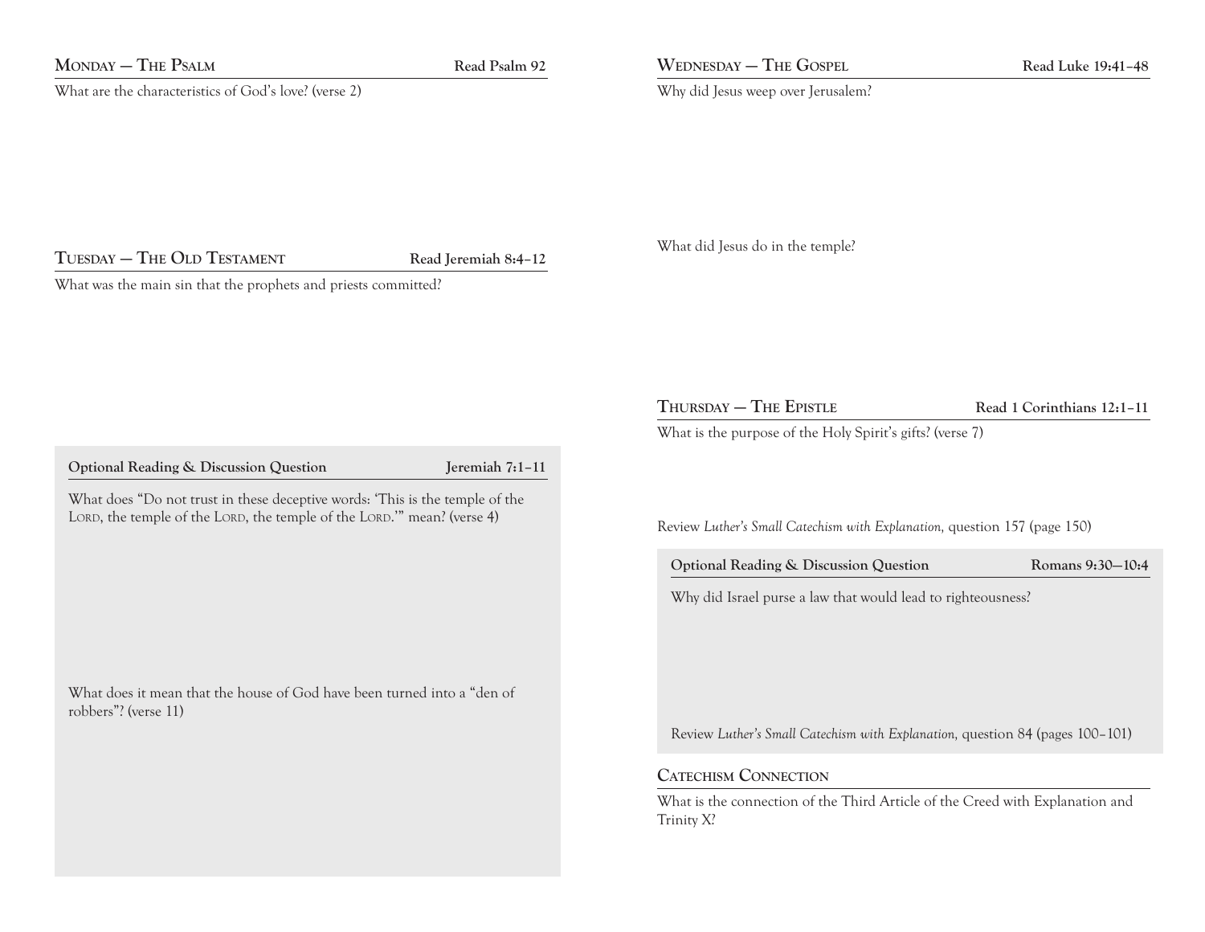## Monday — The Psalm

**Read Psalm 92**

What are the characteristics of God's love? (verse 2)

## Tuesday — The Old Testament

**Read Jeremiah 8:4–12**

What was the main sin that the prophets and priests committed?

### Optional Reading & Discussion Question

**Jeremiah 7:1–11**

What does "Do not trust in these deceptive words: 'This is the temple of the LORD, the temple of the LORD, the temple of the LORD.'" mean? (verse 4)

What does it mean that the house of God have been turned into a "den of robbers"? (verse 11)

## Wednesday — The Gospel

**Read Luke 19:41–48**

Why did Jesus weep over Jerusalem?

What did Jesus do in the temple?

## Thursday — The Epistle

**Read 1 Corinthians 12:1–11**

What is the purpose of the Holy Spirit's gifts? (verse 7)

Review *Luther's Small Catechism with Explanation,* question 157 (page 150)

### Optional Reading & Discussion Question

**Romans 9:30—10:4**

Why did Israel purse a law that would lead to righteousness?

Review *Luther's Small Catechism with Explanation,* question 84 (pages 100–101)

## Catechism Connection

What is the connection of the Third Article of the Creed with Explanation and Trinity X?